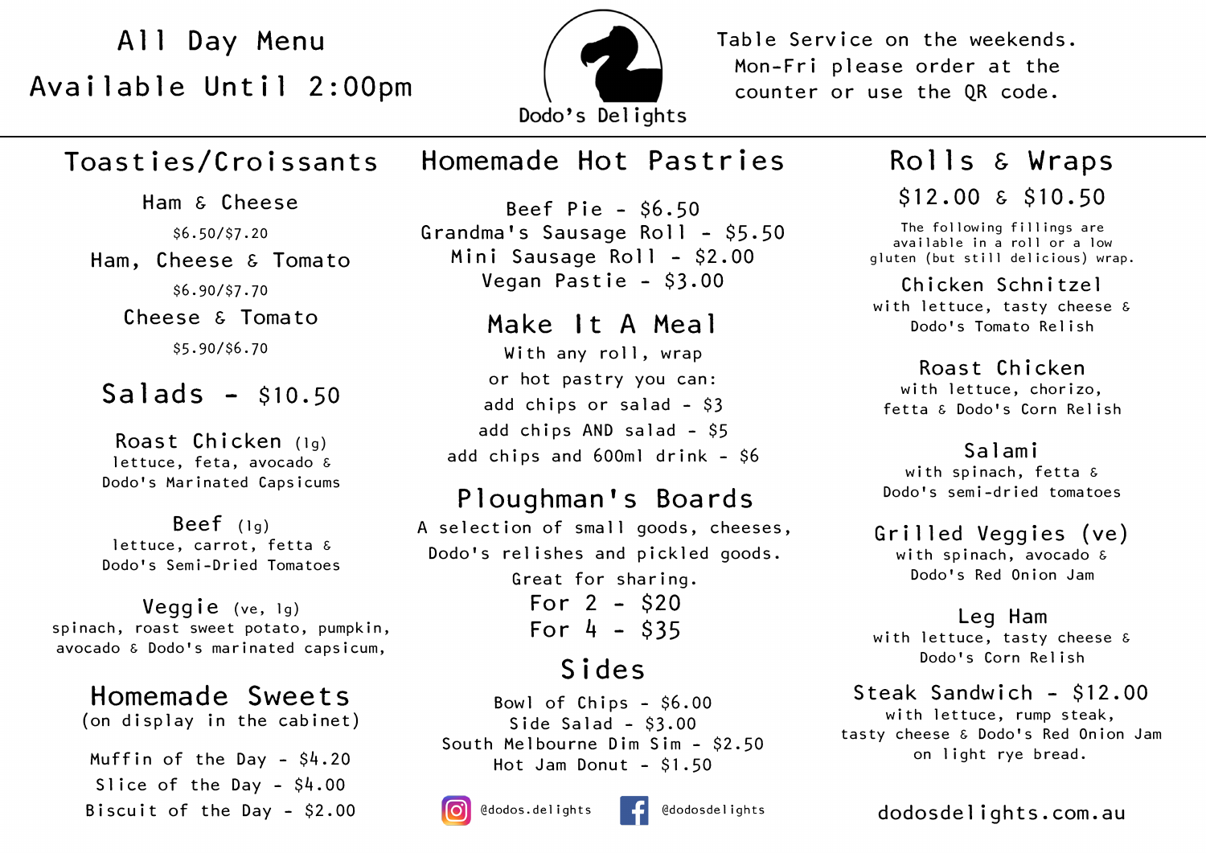# All Day Menu

**Available Until 2:00pm**

Dodo's Delights

Table Service on the weekends.
Mon-Fri please order at the counter or use the QR code.

## Toasties/Croissants

**Ham & Cheese**
$6.50/$7.20

**Ham, Cheese & Tomato**
$6.90/$7.70

**Cheese & Tomato**
$5.90/$6.70

## Salads - $10.50

**Roast Chicken** (lg)
lettuce, feta, avocado & Dodo's Marinated Capsicums

**Beef** (lg)
lettuce, carrot, fetta & Dodo's Semi-Dried Tomatoes

**Veggie** (ve, lg)
spinach, roast sweet potato, pumpkin, avocado & Dodo's marinated capsicum,

## Homemade Sweets

(on display in the cabinet)

Muffin of the Day - $4.20
Slice of the Day - $4.00
Biscuit of the Day - $2.00

## Homemade Hot Pastries

Beef Pie - $6.50
Grandma's Sausage Roll - $5.50
Mini Sausage Roll - $2.00
Vegan Pastie - $3.00

## Make It A Meal

With any roll, wrap or hot pastry you can:
add chips or salad - $3
add chips AND salad - $5
add chips and 600ml drink - $6

## Ploughman's Boards

A selection of small goods, cheeses, Dodo's relishes and pickled goods.
Great for sharing.

For 2 - $20
For 4 - $35

## Sides

Bowl of Chips - $6.00
Side Salad - $3.00
South Melbourne Dim Sim - $2.50
Hot Jam Donut - $1.50

@dodos.delights
@dodosdelights

## Rolls & Wraps

**$12.00 & $10.50**

The following fillings are available in a roll or a low gluten (but still delicious) wrap.

**Chicken Schnitzel**
with lettuce, tasty cheese & Dodo's Tomato Relish

**Roast Chicken**
with lettuce, chorizo, fetta & Dodo's Corn Relish

**Salami**
with spinach, fetta & Dodo's semi-dried tomatoes

**Grilled Veggies (ve)**
with spinach, avocado & Dodo's Red Onion Jam

**Leg Ham**
with lettuce, tasty cheese & Dodo's Corn Relish

**Steak Sandwich - $12.00**
with lettuce, rump steak, tasty cheese & Dodo's Red Onion Jam on light rye bread.

dodosdelights.com.au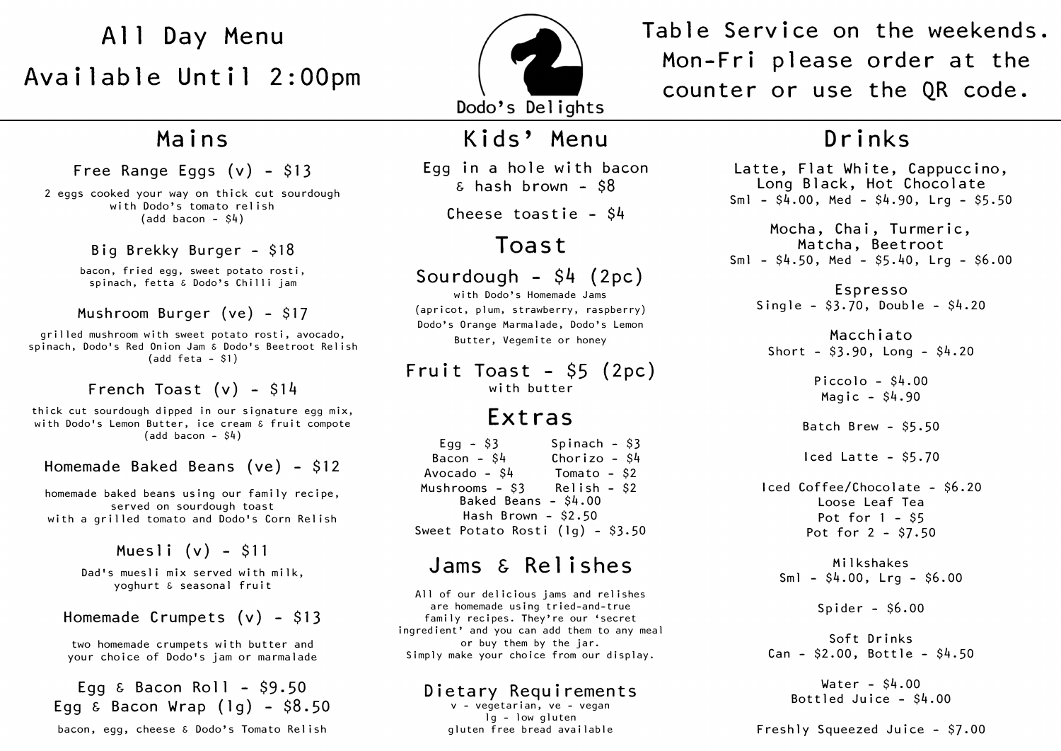All Day Menu

Available Until 2:00pm

Dodo's Delights

Table Service on the weekends.
Mon-Fri please order at the counter or use the QR code.

## Mains

### Free Range Eggs (v) - $13

2 eggs cooked your way on thick cut sourdough with Dodo's tomato relish
(add bacon - $4)

### Big Brekky Burger - $18

bacon, fried egg, sweet potato rosti, spinach, fetta & Dodo's Chilli jam

### Mushroom Burger (ve) - $17

grilled mushroom with sweet potato rosti, avocado, spinach, Dodo's Red Onion Jam & Dodo's Beetroot Relish
(add feta - $1)

### French Toast (v) - $14

thick cut sourdough dipped in our signature egg mix, with Dodo's Lemon Butter, ice cream & fruit compote
(add bacon - $4)

### Homemade Baked Beans (ve) - $12

homemade baked beans using our family recipe, served on sourdough toast
with a grilled tomato and Dodo's Corn Relish

### Muesli (v) - $11

Dad's muesli mix served with milk, yoghurt & seasonal fruit

### Homemade Crumpets (v) - $13

two homemade crumpets with butter and your choice of Dodo's jam or marmalade

### Egg & Bacon Roll - $9.50
### Egg & Bacon Wrap (lg) - $8.50

bacon, egg, cheese & Dodo's Tomato Relish

## Kids' Menu

Egg in a hole with bacon & hash brown - $8

Cheese toastie - $4

## Toast

### Sourdough - $4 (2pc)

with Dodo's Homemade Jams (apricot, plum, strawberry, raspberry) Dodo's Orange Marmalade, Dodo's Lemon Butter, Vegemite or honey

### Fruit Toast - $5 (2pc)

with butter

## Extras

| | |
|---|---|
| Egg - $3 | Spinach - $3 |
| Bacon - $4 | Chorizo - $4 |
| Avocado - $4 | Tomato - $2 |
| Mushrooms - $3 | Relish - $2 |

Baked Beans - $4.00
Hash Brown - $2.50
Sweet Potato Rosti (lg) - $3.50

## Jams & Relishes

All of our delicious jams and relishes are homemade using tried-and-true family recipes. They're our 'secret ingredient' and you can add them to any meal or buy them by the jar.
Simply make your choice from our display.

## Dietary Requirements

v - vegetarian, ve - vegan
lg - low gluten
gluten free bread available

## Drinks

Latte, Flat White, Cappuccino, Long Black, Hot Chocolate
Sml - $4.00, Med - $4.90, Lrg - $5.50

Mocha, Chai, Turmeric, Matcha, Beetroot
Sml - $4.50, Med - $5.40, Lrg - $6.00

Espresso
Single - $3.70, Double - $4.20

Macchiato
Short - $3.90, Long - $4.20

Piccolo - $4.00
Magic - $4.90

Batch Brew - $5.50

Iced Latte - $5.70

Iced Coffee/Chocolate - $6.20

Loose Leaf Tea
Pot for 1 - $5
Pot for 2 - $7.50

Milkshakes
Sml - $4.00, Lrg - $6.00

Spider - $6.00

Soft Drinks
Can - $2.00, Bottle - $4.50

Water - $4.00
Bottled Juice - $4.00

Freshly Squeezed Juice - $7.00